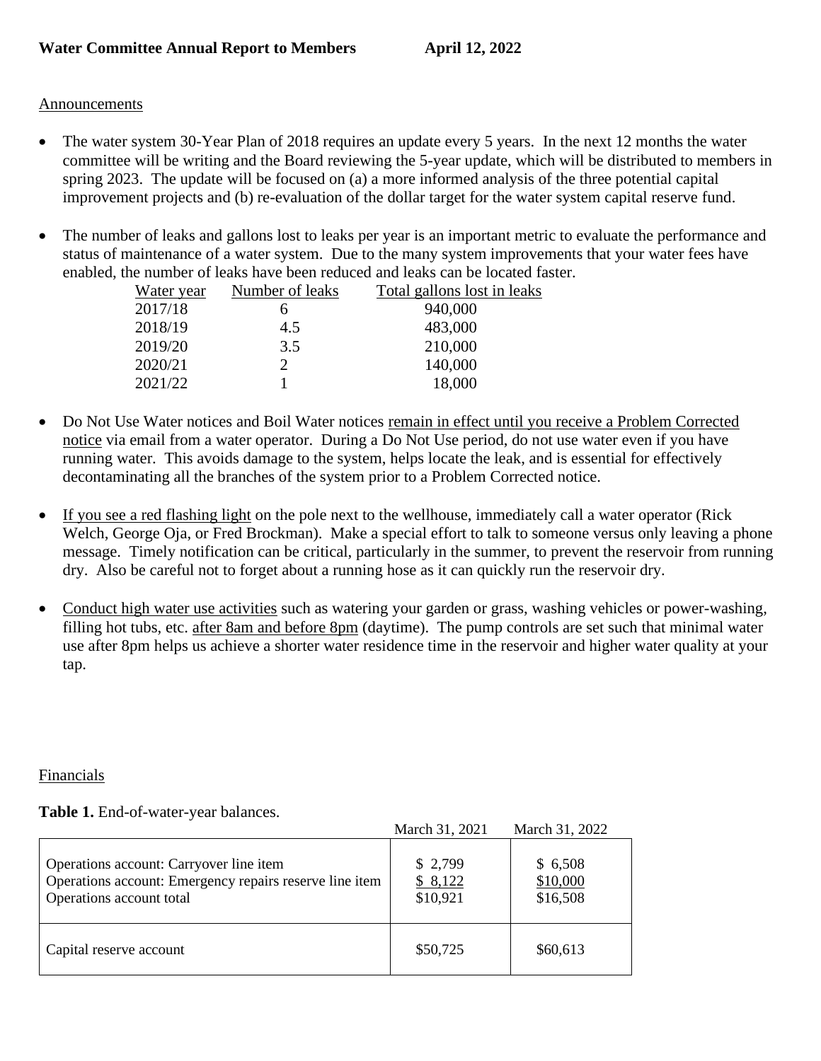**Water Committee Annual Report to Members April 12, 2022**

Announcements

- The water system 30-Year Plan of 2018 requires an update every 5 years. In the next 12 months the water committee will be writing and the Board reviewing the 5-year update, which will be distributed to members in spring 2023. The update will be focused on (a) a more informed analysis of the three potential capital improvement projects and (b) re-evaluation of the dollar target for the water system capital reserve fund.

- The number of leaks and gallons lost to leaks per year is an important metric to evaluate the performance and status of maintenance of a water system. Due to the many system improvements that your water fees have enabled, the number of leaks have been reduced and leaks can be located faster.

| Water year | Number of leaks | Total gallons lost in leaks |
|---|---|---|
| 2017/18 | 6 | 940,000 |
| 2018/19 | 4.5 | 483,000 |
| 2019/20 | 3.5 | 210,000 |
| 2020/21 | 2 | 140,000 |
| 2021/22 | 1 | 18,000 |

- Do Not Use Water notices and Boil Water notices remain in effect until you receive a Problem Corrected notice via email from a water operator. During a Do Not Use period, do not use water even if you have running water. This avoids damage to the system, helps locate the leak, and is essential for effectively decontaminating all the branches of the system prior to a Problem Corrected notice.

- If you see a red flashing light on the pole next to the wellhouse, immediately call a water operator (Rick Welch, George Oja, or Fred Brockman). Make a special effort to talk to someone versus only leaving a phone message. Timely notification can be critical, particularly in the summer, to prevent the reservoir from running dry. Also be careful not to forget about a running hose as it can quickly run the reservoir dry.

- Conduct high water use activities such as watering your garden or grass, washing vehicles or power-washing, filling hot tubs, etc. after 8am and before 8pm (daytime). The pump controls are set such that minimal water use after 8pm helps us achieve a shorter water residence time in the reservoir and higher water quality at your tap.

Financials

**Table 1.** End-of-water-year balances.

| | March 31, 2021 | March 31, 2022 |
|---|---|---|
| Operations account: Carryover line item | $ 2,799 | $ 6,508 |
| Operations account: Emergency repairs reserve line item | $ 8,122 | $10,000 |
| Operations account total | $10,921 | $16,508 |
| Capital reserve account | $50,725 | $60,613 |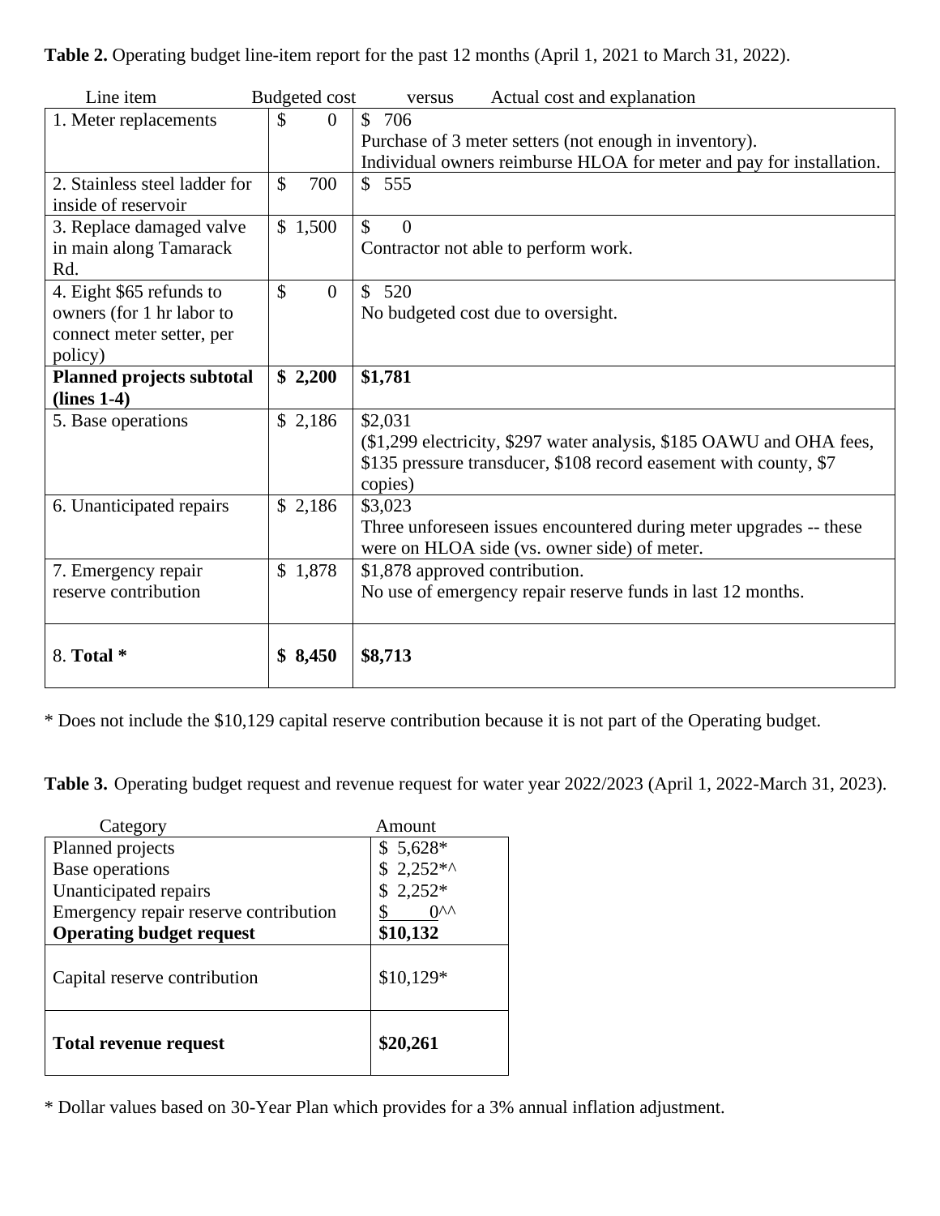**Table 2.** Operating budget line-item report for the past 12 months (April 1, 2021 to March 31, 2022).

| Line item | Budgeted cost | versus Actual cost and explanation |
|---|---|---|
| 1. Meter replacements | $ 0 | $ 706<br>Purchase of 3 meter setters (not enough in inventory).<br>Individual owners reimburse HLOA for meter and pay for installation. |
| 2. Stainless steel ladder for inside of reservoir | $ 700 | $ 555 |
| 3. Replace damaged valve in main along Tamarack Rd. | $ 1,500 | $ 0<br>Contractor not able to perform work. |
| 4. Eight $65 refunds to owners (for 1 hr labor to connect meter setter, per policy) | $ 0 | $ 520<br>No budgeted cost due to oversight. |
| **Planned projects subtotal (lines 1-4)** | **$ 2,200** | **$1,781** |
| 5. Base operations | $ 2,186 | $2,031<br>($1,299 electricity, $297 water analysis, $185 OAWU and OHA fees, $135 pressure transducer, $108 record easement with county, $7 copies) |
| 6. Unanticipated repairs | $ 2,186 | $3,023<br>Three unforeseen issues encountered during meter upgrades -- these were on HLOA side (vs. owner side) of meter. |
| 7. Emergency repair reserve contribution | $ 1,878 | $1,878 approved contribution.<br>No use of emergency repair reserve funds in last 12 months. |
| 8. **Total** * | **$ 8,450** | **$8,713** |

* Does not include the $10,129 capital reserve contribution because it is not part of the Operating budget.

**Table 3.** Operating budget request and revenue request for water year 2022/2023 (April 1, 2022-March 31, 2023).

| Category | Amount |
|---|---|
| Planned projects | $ 5,628* |
| Base operations | $ 2,252*^ |
| Unanticipated repairs | $ 2,252* |
| Emergency repair reserve contribution | $ 0^^ |
| **Operating budget request** | **$10,132** |
| Capital reserve contribution | $10,129* |
| **Total revenue request** | **$20,261** |

* Dollar values based on 30-Year Plan which provides for a 3% annual inflation adjustment.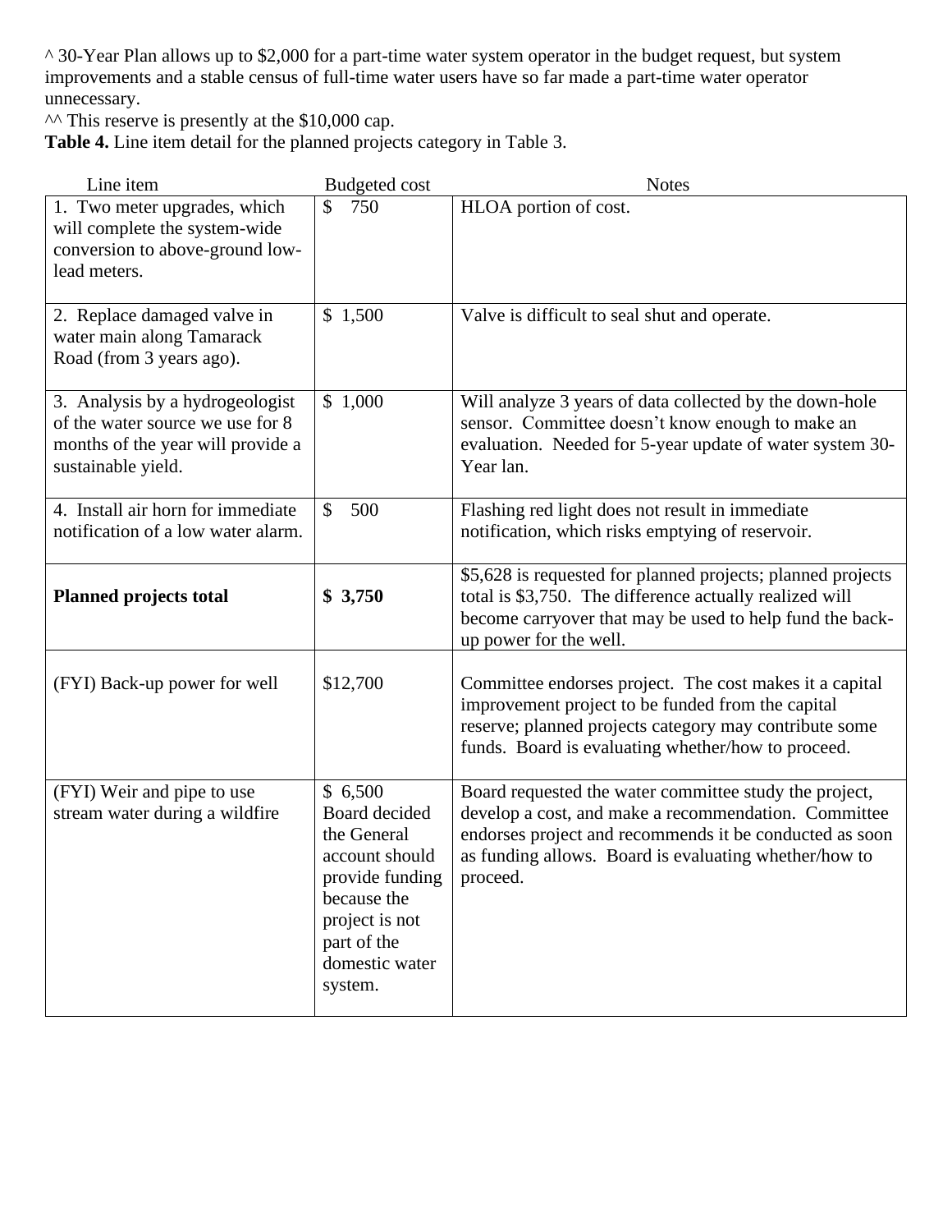^ 30-Year Plan allows up to $2,000 for a part-time water system operator in the budget request, but system improvements and a stable census of full-time water users have so far made a part-time water operator unnecessary.

^^ This reserve is presently at the $10,000 cap.

**Table 4.** Line item detail for the planned projects category in Table 3.

| Line item | Budgeted cost | Notes |
|---|---|---|
| 1. Two meter upgrades, which will complete the system-wide conversion to above-ground low-lead meters. | $ 750 | HLOA portion of cost. |
| 2. Replace damaged valve in water main along Tamarack Road (from 3 years ago). | $ 1,500 | Valve is difficult to seal shut and operate. |
| 3. Analysis by a hydrogeologist of the water source we use for 8 months of the year will provide a sustainable yield. | $ 1,000 | Will analyze 3 years of data collected by the down-hole sensor. Committee doesn't know enough to make an evaluation. Needed for 5-year update of water system 30-Year lan. |
| 4. Install air horn for immediate notification of a low water alarm. | $ 500 | Flashing red light does not result in immediate notification, which risks emptying of reservoir. |
| **Planned projects total** | **$ 3,750** | $5,628 is requested for planned projects; planned projects total is $3,750. The difference actually realized will become carryover that may be used to help fund the back-up power for the well. |
| (FYI) Back-up power for well | $12,700 | Committee endorses project. The cost makes it a capital improvement project to be funded from the capital reserve; planned projects category may contribute some funds. Board is evaluating whether/how to proceed. |
| (FYI) Weir and pipe to use stream water during a wildfire | $ 6,500 Board decided the General account should provide funding because the project is not part of the domestic water system. | Board requested the water committee study the project, develop a cost, and make a recommendation. Committee endorses project and recommends it be conducted as soon as funding allows. Board is evaluating whether/how to proceed. |